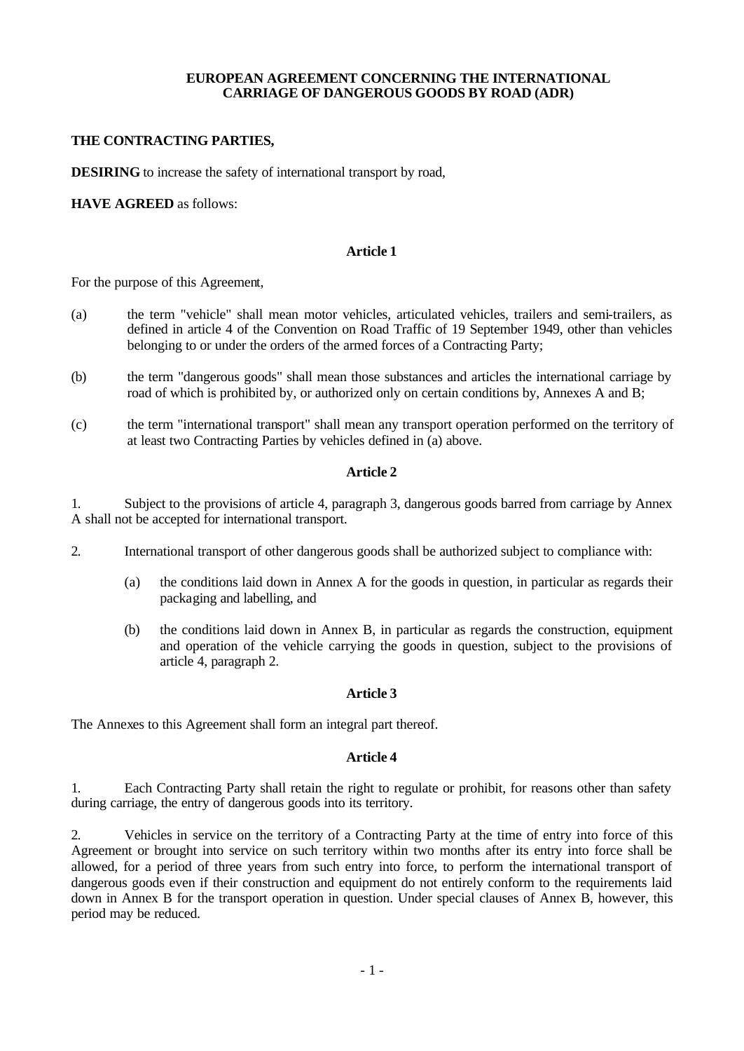# EUROPEAN AGREEMENT CONCERNING THE INTERNATIONAL CARRIAGE OF DANGEROUS GOODS BY ROAD (ADR)

**THE CONTRACTING PARTIES,**

**DESIRING** to increase the safety of international transport by road,

**HAVE AGREED** as follows:

## Article 1

For the purpose of this Agreement,

(a) the term "vehicle" shall mean motor vehicles, articulated vehicles, trailers and semi-trailers, as defined in article 4 of the Convention on Road Traffic of 19 September 1949, other than vehicles belonging to or under the orders of the armed forces of a Contracting Party;

(b) the term "dangerous goods" shall mean those substances and articles the international carriage by road of which is prohibited by, or authorized only on certain conditions by, Annexes A and B;

(c) the term "international transport" shall mean any transport operation performed on the territory of at least two Contracting Parties by vehicles defined in (a) above.

## Article 2

1. Subject to the provisions of article 4, paragraph 3, dangerous goods barred from carriage by Annex A shall not be accepted for international transport.

2. International transport of other dangerous goods shall be authorized subject to compliance with:

   (a) the conditions laid down in Annex A for the goods in question, in particular as regards their packaging and labelling, and

   (b) the conditions laid down in Annex B, in particular as regards the construction, equipment and operation of the vehicle carrying the goods in question, subject to the provisions of article 4, paragraph 2.

## Article 3

The Annexes to this Agreement shall form an integral part thereof.

## Article 4

1. Each Contracting Party shall retain the right to regulate or prohibit, for reasons other than safety during carriage, the entry of dangerous goods into its territory.

2. Vehicles in service on the territory of a Contracting Party at the time of entry into force of this Agreement or brought into service on such territory within two months after its entry into force shall be allowed, for a period of three years from such entry into force, to perform the international transport of dangerous goods even if their construction and equipment do not entirely conform to the requirements laid down in Annex B for the transport operation in question. Under special clauses of Annex B, however, this period may be reduced.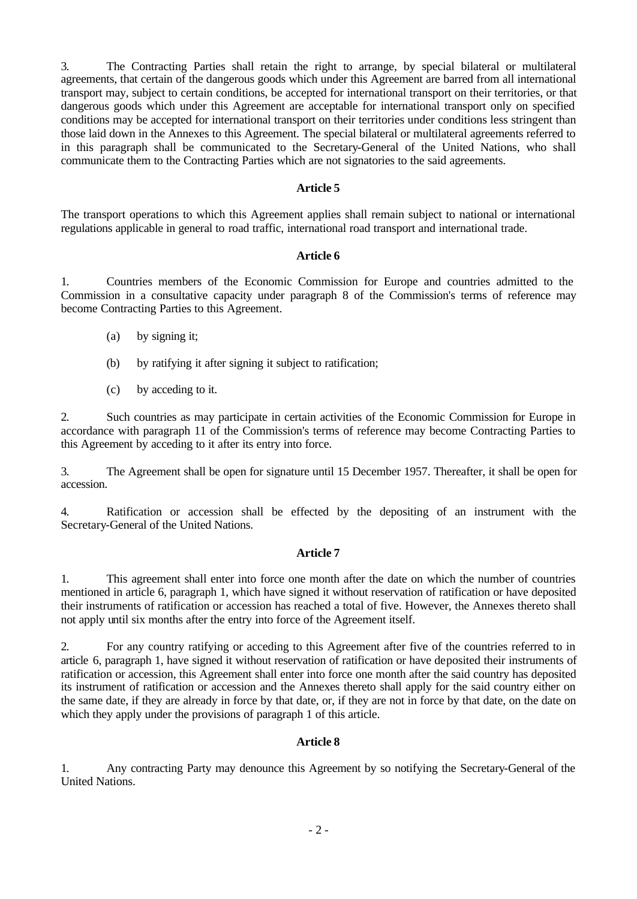3. The Contracting Parties shall retain the right to arrange, by special bilateral or multilateral agreements, that certain of the dangerous goods which under this Agreement are barred from all international transport may, subject to certain conditions, be accepted for international transport on their territories, or that dangerous goods which under this Agreement are acceptable for international transport only on specified conditions may be accepted for international transport on their territories under conditions less stringent than those laid down in the Annexes to this Agreement. The special bilateral or multilateral agreements referred to in this paragraph shall be communicated to the Secretary-General of the United Nations, who shall communicate them to the Contracting Parties which are not signatories to the said agreements.

**Article 5**

The transport operations to which this Agreement applies shall remain subject to national or international regulations applicable in general to road traffic, international road transport and international trade.

**Article 6**

1. Countries members of the Economic Commission for Europe and countries admitted to the Commission in a consultative capacity under paragraph 8 of the Commission's terms of reference may become Contracting Parties to this Agreement.

   (a) by signing it;

   (b) by ratifying it after signing it subject to ratification;

   (c) by acceding to it.

2. Such countries as may participate in certain activities of the Economic Commission for Europe in accordance with paragraph 11 of the Commission's terms of reference may become Contracting Parties to this Agreement by acceding to it after its entry into force.

3. The Agreement shall be open for signature until 15 December 1957. Thereafter, it shall be open for accession.

4. Ratification or accession shall be effected by the depositing of an instrument with the Secretary-General of the United Nations.

**Article 7**

1. This agreement shall enter into force one month after the date on which the number of countries mentioned in article 6, paragraph 1, which have signed it without reservation of ratification or have deposited their instruments of ratification or accession has reached a total of five. However, the Annexes thereto shall not apply until six months after the entry into force of the Agreement itself.

2. For any country ratifying or acceding to this Agreement after five of the countries referred to in article 6, paragraph 1, have signed it without reservation of ratification or have deposited their instruments of ratification or accession, this Agreement shall enter into force one month after the said country has deposited its instrument of ratification or accession and the Annexes thereto shall apply for the said country either on the same date, if they are already in force by that date, or, if they are not in force by that date, on the date on which they apply under the provisions of paragraph 1 of this article.

**Article 8**

1. Any contracting Party may denounce this Agreement by so notifying the Secretary-General of the United Nations.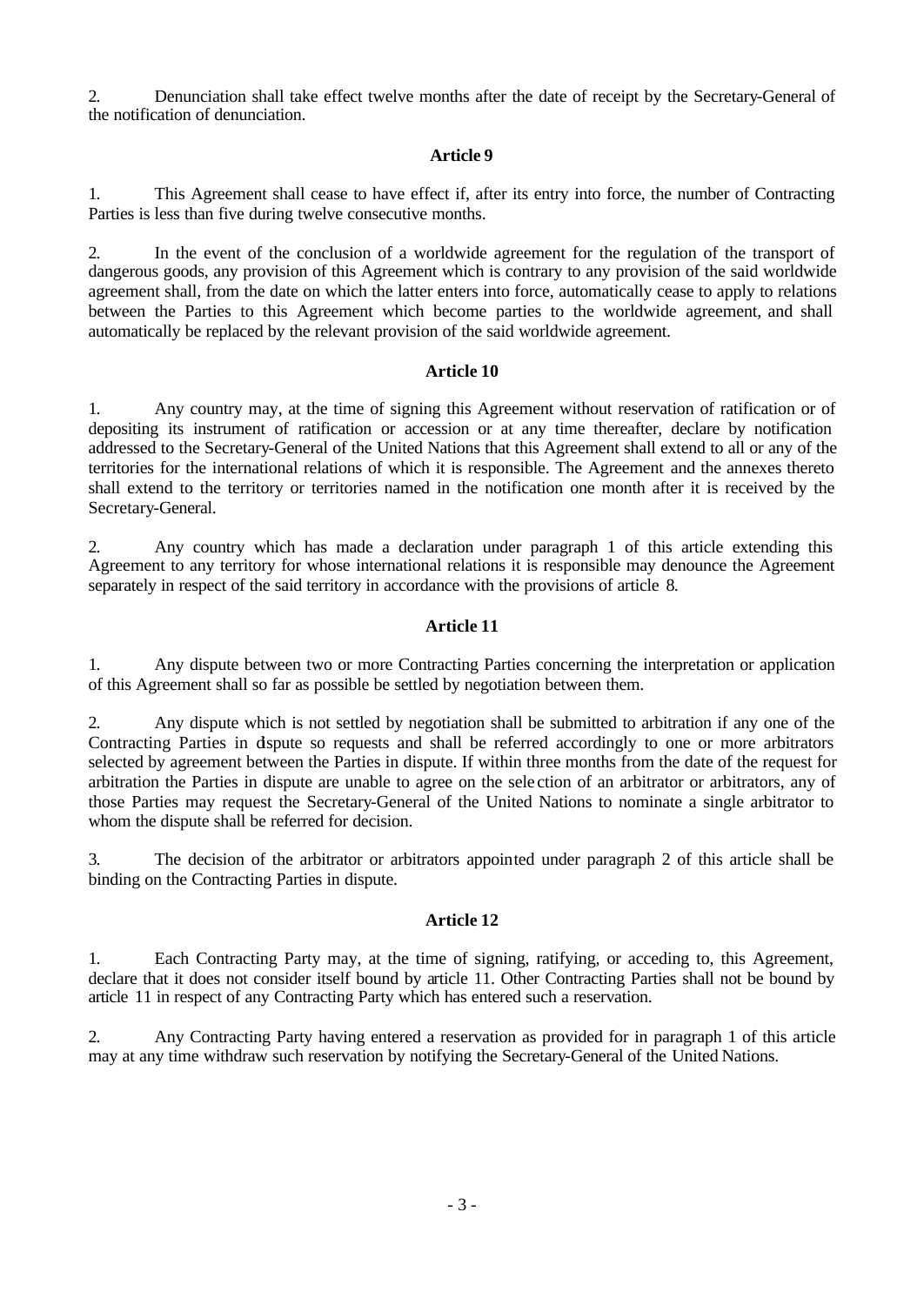2. Denunciation shall take effect twelve months after the date of receipt by the Secretary-General of the notification of denunciation.

**Article 9**

1. This Agreement shall cease to have effect if, after its entry into force, the number of Contracting Parties is less than five during twelve consecutive months.

2. In the event of the conclusion of a worldwide agreement for the regulation of the transport of dangerous goods, any provision of this Agreement which is contrary to any provision of the said worldwide agreement shall, from the date on which the latter enters into force, automatically cease to apply to relations between the Parties to this Agreement which become parties to the worldwide agreement, and shall automatically be replaced by the relevant provision of the said worldwide agreement.

**Article 10**

1. Any country may, at the time of signing this Agreement without reservation of ratification or of depositing its instrument of ratification or accession or at any time thereafter, declare by notification addressed to the Secretary-General of the United Nations that this Agreement shall extend to all or any of the territories for the international relations of which it is responsible. The Agreement and the annexes thereto shall extend to the territory or territories named in the notification one month after it is received by the Secretary-General.

2. Any country which has made a declaration under paragraph 1 of this article extending this Agreement to any territory for whose international relations it is responsible may denounce the Agreement separately in respect of the said territory in accordance with the provisions of article 8.

**Article 11**

1. Any dispute between two or more Contracting Parties concerning the interpretation or application of this Agreement shall so far as possible be settled by negotiation between them.

2. Any dispute which is not settled by negotiation shall be submitted to arbitration if any one of the Contracting Parties in dispute so requests and shall be referred accordingly to one or more arbitrators selected by agreement between the Parties in dispute. If within three months from the date of the request for arbitration the Parties in dispute are unable to agree on the selection of an arbitrator or arbitrators, any of those Parties may request the Secretary-General of the United Nations to nominate a single arbitrator to whom the dispute shall be referred for decision.

3. The decision of the arbitrator or arbitrators appointed under paragraph 2 of this article shall be binding on the Contracting Parties in dispute.

**Article 12**

1. Each Contracting Party may, at the time of signing, ratifying, or acceding to, this Agreement, declare that it does not consider itself bound by article 11. Other Contracting Parties shall not be bound by article 11 in respect of any Contracting Party which has entered such a reservation.

2. Any Contracting Party having entered a reservation as provided for in paragraph 1 of this article may at any time withdraw such reservation by notifying the Secretary-General of the United Nations.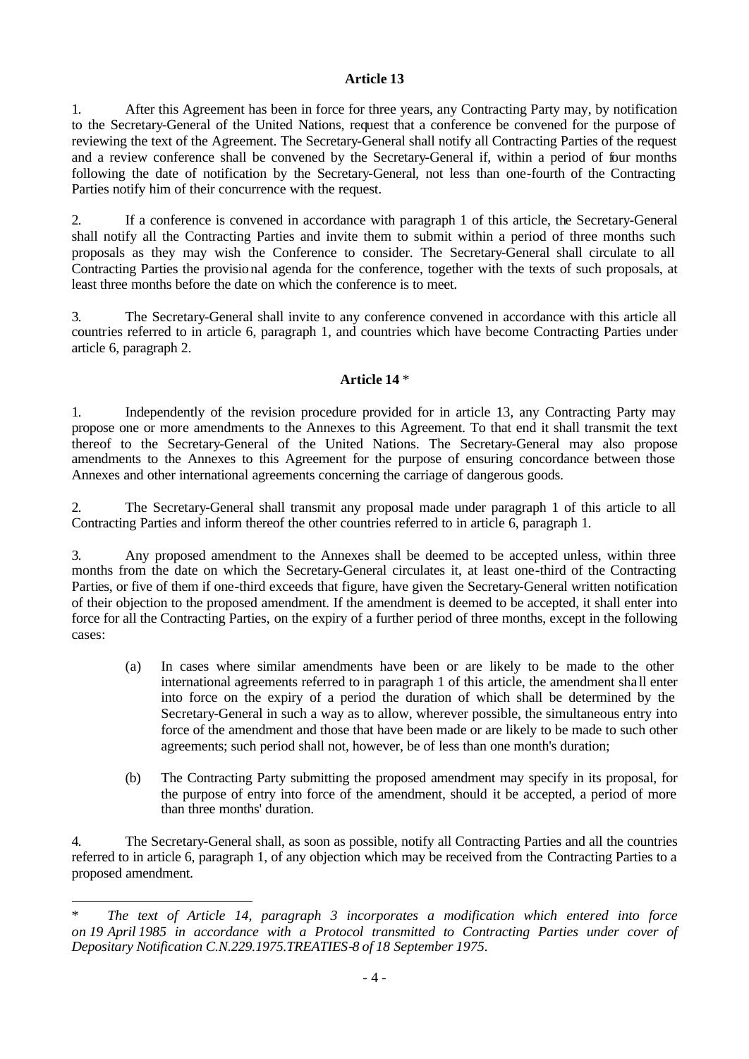### Article 13

1. After this Agreement has been in force for three years, any Contracting Party may, by notification to the Secretary-General of the United Nations, request that a conference be convened for the purpose of reviewing the text of the Agreement. The Secretary-General shall notify all Contracting Parties of the request and a review conference shall be convened by the Secretary-General if, within a period of four months following the date of notification by the Secretary-General, not less than one-fourth of the Contracting Parties notify him of their concurrence with the request.

2. If a conference is convened in accordance with paragraph 1 of this article, the Secretary-General shall notify all the Contracting Parties and invite them to submit within a period of three months such proposals as they may wish the Conference to consider. The Secretary-General shall circulate to all Contracting Parties the provisional agenda for the conference, together with the texts of such proposals, at least three months before the date on which the conference is to meet.

3. The Secretary-General shall invite to any conference convened in accordance with this article all countries referred to in article 6, paragraph 1, and countries which have become Contracting Parties under article 6, paragraph 2.

### Article 14 *

1. Independently of the revision procedure provided for in article 13, any Contracting Party may propose one or more amendments to the Annexes to this Agreement. To that end it shall transmit the text thereof to the Secretary-General of the United Nations. The Secretary-General may also propose amendments to the Annexes to this Agreement for the purpose of ensuring concordance between those Annexes and other international agreements concerning the carriage of dangerous goods.

2. The Secretary-General shall transmit any proposal made under paragraph 1 of this article to all Contracting Parties and inform thereof the other countries referred to in article 6, paragraph 1.

3. Any proposed amendment to the Annexes shall be deemed to be accepted unless, within three months from the date on which the Secretary-General circulates it, at least one-third of the Contracting Parties, or five of them if one-third exceeds that figure, have given the Secretary-General written notification of their objection to the proposed amendment. If the amendment is deemed to be accepted, it shall enter into force for all the Contracting Parties, on the expiry of a further period of three months, except in the following cases:

   (a) In cases where similar amendments have been or are likely to be made to the other international agreements referred to in paragraph 1 of this article, the amendment shall enter into force on the expiry of a period the duration of which shall be determined by the Secretary-General in such a way as to allow, wherever possible, the simultaneous entry into force of the amendment and those that have been made or are likely to be made to such other agreements; such period shall not, however, be of less than one month's duration;

   (b) The Contracting Party submitting the proposed amendment may specify in its proposal, for the purpose of entry into force of the amendment, should it be accepted, a period of more than three months' duration.

4. The Secretary-General shall, as soon as possible, notify all Contracting Parties and all the countries referred to in article 6, paragraph 1, of any objection which may be received from the Contracting Parties to a proposed amendment.

---

* *The text of Article 14, paragraph 3 incorporates a modification which entered into force on 19 April 1985 in accordance with a Protocol transmitted to Contracting Parties under cover of Depositary Notification C.N.229.1975.TREATIES-8 of 18 September 1975.*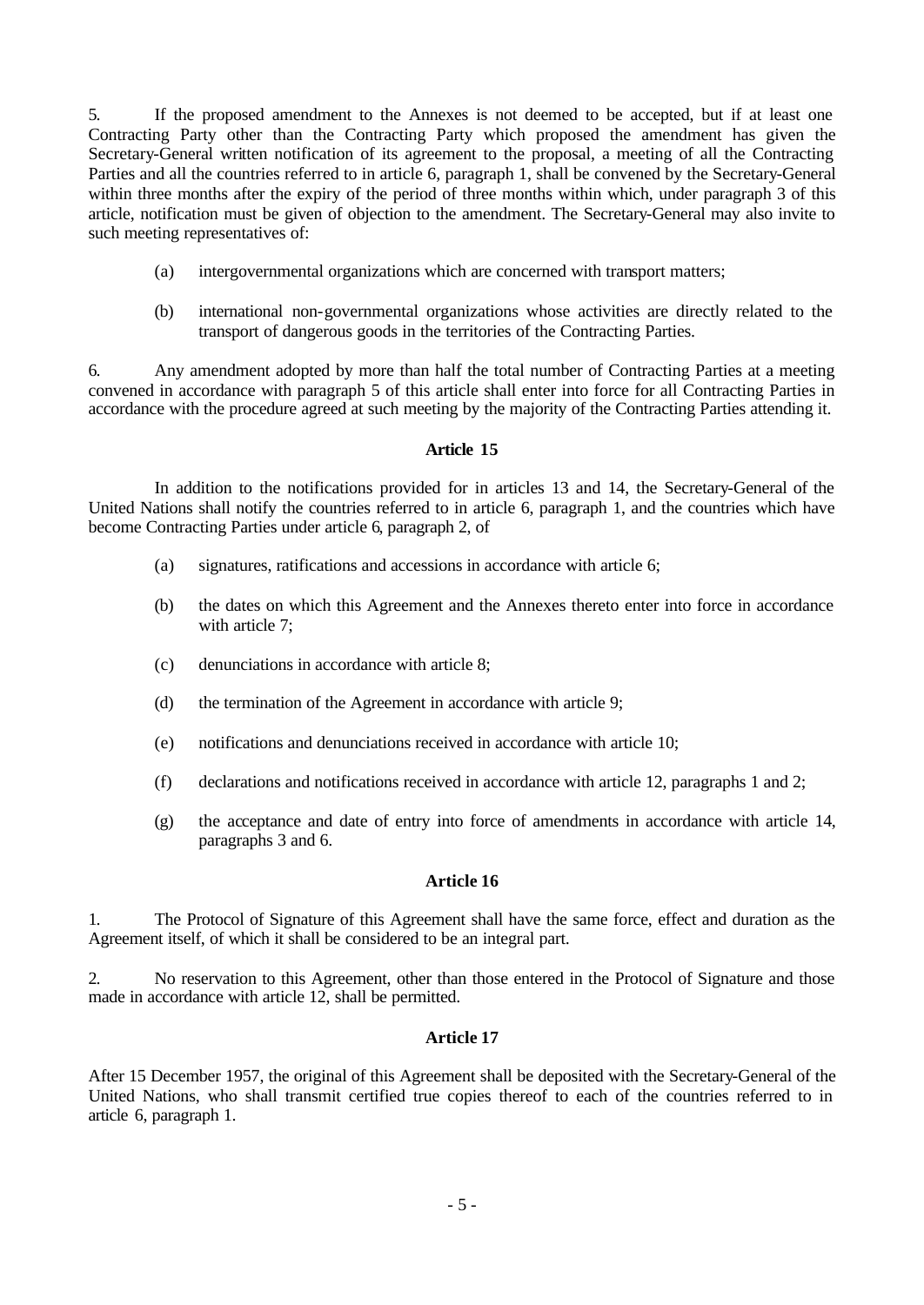5. If the proposed amendment to the Annexes is not deemed to be accepted, but if at least one Contracting Party other than the Contracting Party which proposed the amendment has given the Secretary-General written notification of its agreement to the proposal, a meeting of all the Contracting Parties and all the countries referred to in article 6, paragraph 1, shall be convened by the Secretary-General within three months after the expiry of the period of three months within which, under paragraph 3 of this article, notification must be given of objection to the amendment. The Secretary-General may also invite to such meeting representatives of:

(a) intergovernmental organizations which are concerned with transport matters;

(b) international non-governmental organizations whose activities are directly related to the transport of dangerous goods in the territories of the Contracting Parties.

6. Any amendment adopted by more than half the total number of Contracting Parties at a meeting convened in accordance with paragraph 5 of this article shall enter into force for all Contracting Parties in accordance with the procedure agreed at such meeting by the majority of the Contracting Parties attending it.

### Article 15

In addition to the notifications provided for in articles 13 and 14, the Secretary-General of the United Nations shall notify the countries referred to in article 6, paragraph 1, and the countries which have become Contracting Parties under article 6, paragraph 2, of

(a) signatures, ratifications and accessions in accordance with article 6;

(b) the dates on which this Agreement and the Annexes thereto enter into force in accordance with article 7;

(c) denunciations in accordance with article 8;

(d) the termination of the Agreement in accordance with article 9;

(e) notifications and denunciations received in accordance with article 10;

(f) declarations and notifications received in accordance with article 12, paragraphs 1 and 2;

(g) the acceptance and date of entry into force of amendments in accordance with article 14, paragraphs 3 and 6.

### Article 16

1. The Protocol of Signature of this Agreement shall have the same force, effect and duration as the Agreement itself, of which it shall be considered to be an integral part.

2. No reservation to this Agreement, other than those entered in the Protocol of Signature and those made in accordance with article 12, shall be permitted.

### Article 17

After 15 December 1957, the original of this Agreement shall be deposited with the Secretary-General of the United Nations, who shall transmit certified true copies thereof to each of the countries referred to in article 6, paragraph 1.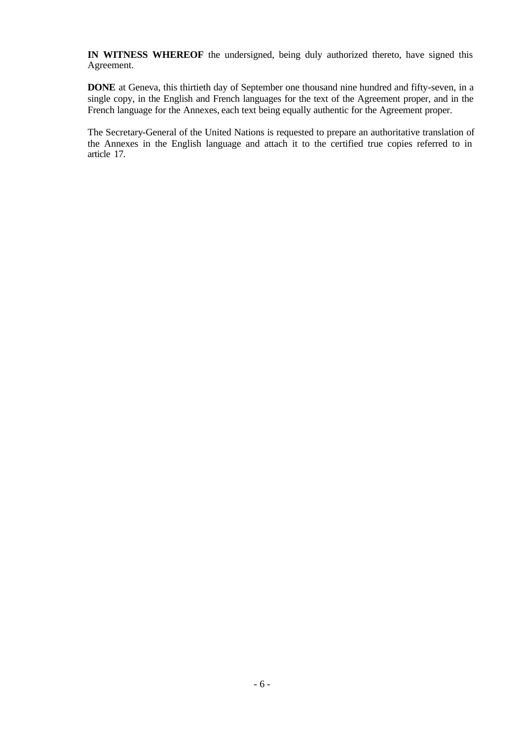**IN WITNESS WHEREOF** the undersigned, being duly authorized thereto, have signed this Agreement.

**DONE** at Geneva, this thirtieth day of September one thousand nine hundred and fifty-seven, in a single copy, in the English and French languages for the text of the Agreement proper, and in the French language for the Annexes, each text being equally authentic for the Agreement proper.

The Secretary-General of the United Nations is requested to prepare an authoritative translation of the Annexes in the English language and attach it to the certified true copies referred to in article 17.